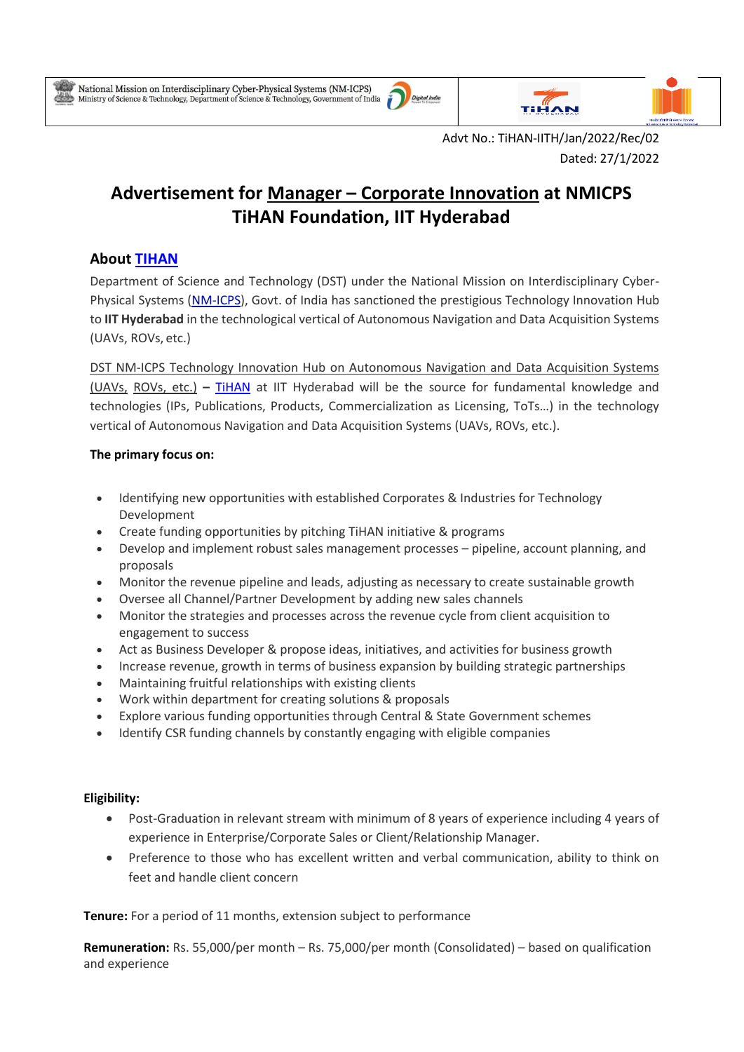National Mission on Interdisciplinary Cyber-Physical Systems (NM-ICPS)
Ministry of Science & Technology, Department of Science & Technology, Government of India

Advt No.: TiHAN-IITH/Jan/2022/Rec/02
Dated: 27/1/2022

# Advertisement for Manager – Corporate Innovation at NMICPS TiHAN Foundation, IIT Hyderabad

## About TIHAN

Department of Science and Technology (DST) under the National Mission on Interdisciplinary Cyber-Physical Systems (NM-ICPS), Govt. of India has sanctioned the prestigious Technology Innovation Hub to **IIT Hyderabad** in the technological vertical of Autonomous Navigation and Data Acquisition Systems (UAVs, ROVs, etc.)

DST NM-ICPS Technology Innovation Hub on Autonomous Navigation and Data Acquisition Systems (UAVs, ROVs, etc.) **–** TiHAN at IIT Hyderabad will be the source for fundamental knowledge and technologies (IPs, Publications, Products, Commercialization as Licensing, ToTs…) in the technology vertical of Autonomous Navigation and Data Acquisition Systems (UAVs, ROVs, etc.).

**The primary focus on:**

- Identifying new opportunities with established Corporates & Industries for Technology Development
- Create funding opportunities by pitching TiHAN initiative & programs
- Develop and implement robust sales management processes – pipeline, account planning, and proposals
- Monitor the revenue pipeline and leads, adjusting as necessary to create sustainable growth
- Oversee all Channel/Partner Development by adding new sales channels
- Monitor the strategies and processes across the revenue cycle from client acquisition to engagement to success
- Act as Business Developer & propose ideas, initiatives, and activities for business growth
- Increase revenue, growth in terms of business expansion by building strategic partnerships
- Maintaining fruitful relationships with existing clients
- Work within department for creating solutions & proposals
- Explore various funding opportunities through Central & State Government schemes
- Identify CSR funding channels by constantly engaging with eligible companies

**Eligibility:**

- Post-Graduation in relevant stream with minimum of 8 years of experience including 4 years of experience in Enterprise/Corporate Sales or Client/Relationship Manager.
- Preference to those who has excellent written and verbal communication, ability to think on feet and handle client concern

**Tenure:** For a period of 11 months, extension subject to performance

**Remuneration:** Rs. 55,000/per month – Rs. 75,000/per month (Consolidated) – based on qualification and experience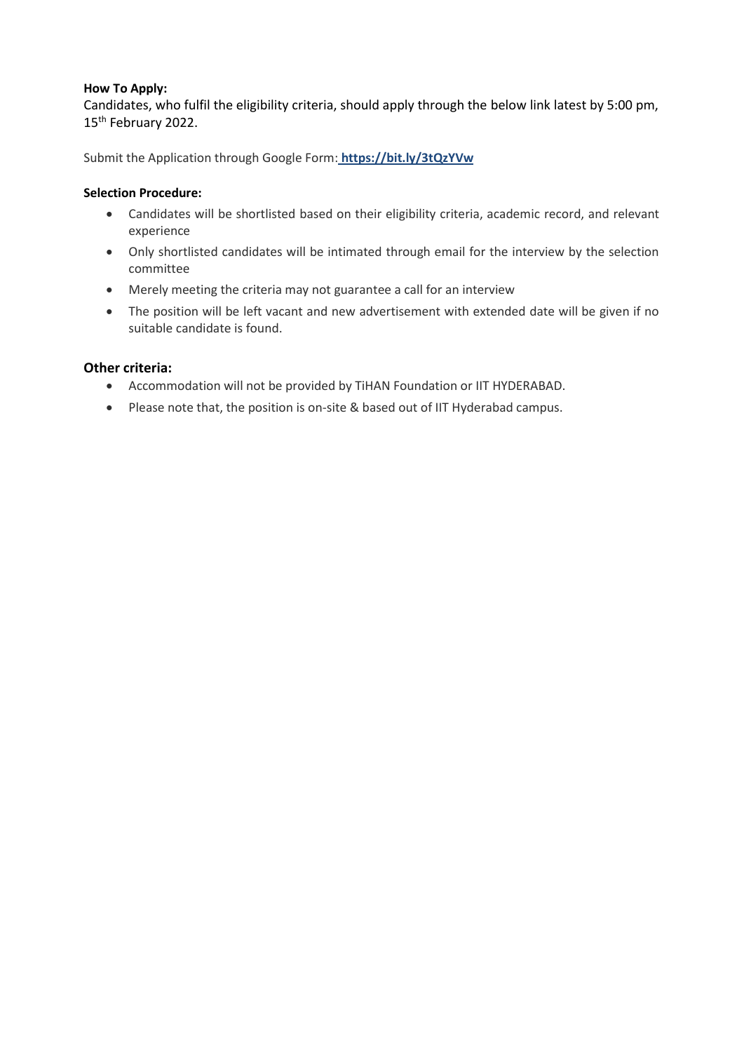**How To Apply:**

Candidates, who fulfil the eligibility criteria, should apply through the below link latest by 5:00 pm, 15th February 2022.

Submit the Application through Google Form: **https://bit.ly/3tQzYVw**

**Selection Procedure:**

- Candidates will be shortlisted based on their eligibility criteria, academic record, and relevant experience
- Only shortlisted candidates will be intimated through email for the interview by the selection committee
- Merely meeting the criteria may not guarantee a call for an interview
- The position will be left vacant and new advertisement with extended date will be given if no suitable candidate is found.

**Other criteria:**

- Accommodation will not be provided by TiHAN Foundation or IIT HYDERABAD.
- Please note that, the position is on-site & based out of IIT Hyderabad campus.